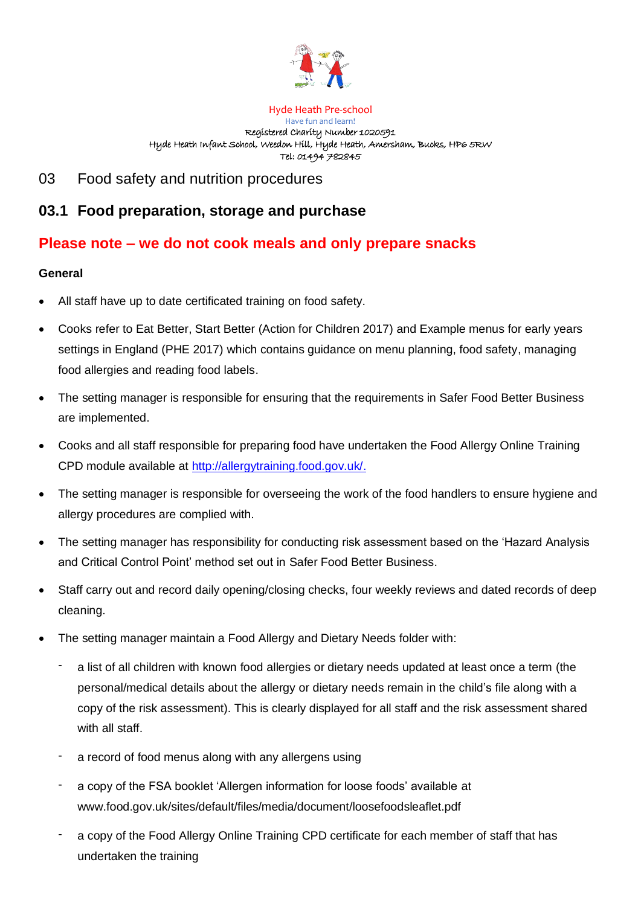Hyde Heath Pre-school
Have fun and learn!
Registered Charity Number 1020591
Hyde Heath Infant School, Weedon Hill, Hyde Heath, Amersham, Bucks, HP6 5RW
Tel: 01494 782845

# 03 Food safety and nutrition procedures

## 03.1 Food preparation, storage and purchase

## Please note – we do not cook meals and only prepare snacks

**General**

- All staff have up to date certificated training on food safety.
- Cooks refer to Eat Better, Start Better (Action for Children 2017) and Example menus for early years settings in England (PHE 2017) which contains guidance on menu planning, food safety, managing food allergies and reading food labels.
- The setting manager is responsible for ensuring that the requirements in Safer Food Better Business are implemented.
- Cooks and all staff responsible for preparing food have undertaken the Food Allergy Online Training CPD module available at [http://allergytraining.food.gov.uk/.](http://allergytraining.food.gov.uk/)
- The setting manager is responsible for overseeing the work of the food handlers to ensure hygiene and allergy procedures are complied with.
- The setting manager has responsibility for conducting risk assessment based on the 'Hazard Analysis and Critical Control Point' method set out in Safer Food Better Business.
- Staff carry out and record daily opening/closing checks, four weekly reviews and dated records of deep cleaning.
- The setting manager maintain a Food Allergy and Dietary Needs folder with:
  - a list of all children with known food allergies or dietary needs updated at least once a term (the personal/medical details about the allergy or dietary needs remain in the child's file along with a copy of the risk assessment). This is clearly displayed for all staff and the risk assessment shared with all staff.
  - a record of food menus along with any allergens using
  - a copy of the FSA booklet 'Allergen information for loose foods' available at www.food.gov.uk/sites/default/files/media/document/loosefoodsleaflet.pdf
  - a copy of the Food Allergy Online Training CPD certificate for each member of staff that has undertaken the training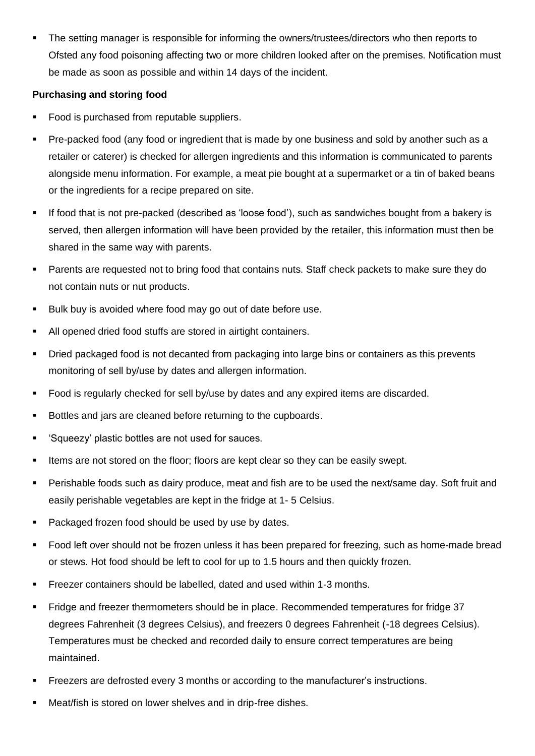- The setting manager is responsible for informing the owners/trustees/directors who then reports to Ofsted any food poisoning affecting two or more children looked after on the premises. Notification must be made as soon as possible and within 14 days of the incident.

**Purchasing and storing food**

- Food is purchased from reputable suppliers.
- Pre-packed food (any food or ingredient that is made by one business and sold by another such as a retailer or caterer) is checked for allergen ingredients and this information is communicated to parents alongside menu information. For example, a meat pie bought at a supermarket or a tin of baked beans or the ingredients for a recipe prepared on site.
- If food that is not pre-packed (described as 'loose food'), such as sandwiches bought from a bakery is served, then allergen information will have been provided by the retailer, this information must then be shared in the same way with parents.
- Parents are requested not to bring food that contains nuts. Staff check packets to make sure they do not contain nuts or nut products.
- Bulk buy is avoided where food may go out of date before use.
- All opened dried food stuffs are stored in airtight containers.
- Dried packaged food is not decanted from packaging into large bins or containers as this prevents monitoring of sell by/use by dates and allergen information.
- Food is regularly checked for sell by/use by dates and any expired items are discarded.
- Bottles and jars are cleaned before returning to the cupboards.
- 'Squeezy' plastic bottles are not used for sauces.
- Items are not stored on the floor; floors are kept clear so they can be easily swept.
- Perishable foods such as dairy produce, meat and fish are to be used the next/same day. Soft fruit and easily perishable vegetables are kept in the fridge at 1- 5 Celsius.
- Packaged frozen food should be used by use by dates.
- Food left over should not be frozen unless it has been prepared for freezing, such as home-made bread or stews. Hot food should be left to cool for up to 1.5 hours and then quickly frozen.
- Freezer containers should be labelled, dated and used within 1-3 months.
- Fridge and freezer thermometers should be in place. Recommended temperatures for fridge 37 degrees Fahrenheit (3 degrees Celsius), and freezers 0 degrees Fahrenheit (-18 degrees Celsius). Temperatures must be checked and recorded daily to ensure correct temperatures are being maintained.
- Freezers are defrosted every 3 months or according to the manufacturer's instructions.
- Meat/fish is stored on lower shelves and in drip-free dishes.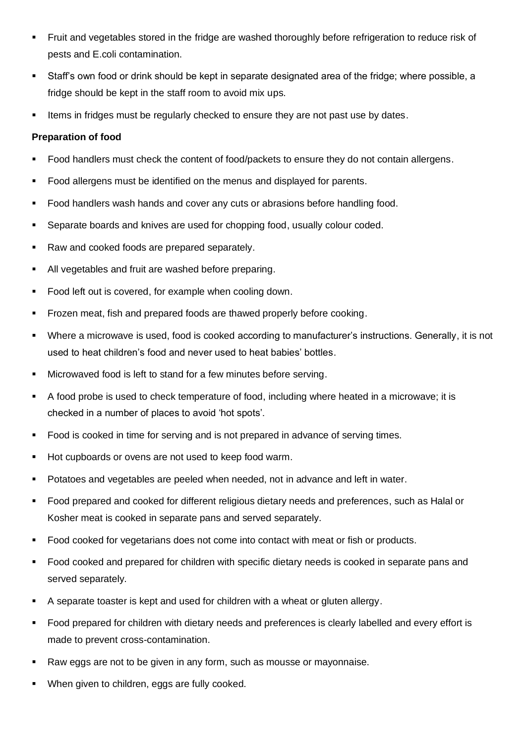- Fruit and vegetables stored in the fridge are washed thoroughly before refrigeration to reduce risk of pests and E.coli contamination.
- Staff's own food or drink should be kept in separate designated area of the fridge; where possible, a fridge should be kept in the staff room to avoid mix ups.
- Items in fridges must be regularly checked to ensure they are not past use by dates.

**Preparation of food**

- Food handlers must check the content of food/packets to ensure they do not contain allergens.
- Food allergens must be identified on the menus and displayed for parents.
- Food handlers wash hands and cover any cuts or abrasions before handling food.
- Separate boards and knives are used for chopping food, usually colour coded.
- Raw and cooked foods are prepared separately.
- All vegetables and fruit are washed before preparing.
- Food left out is covered, for example when cooling down.
- Frozen meat, fish and prepared foods are thawed properly before cooking.
- Where a microwave is used, food is cooked according to manufacturer's instructions. Generally, it is not used to heat children's food and never used to heat babies' bottles.
- Microwaved food is left to stand for a few minutes before serving.
- A food probe is used to check temperature of food, including where heated in a microwave; it is checked in a number of places to avoid 'hot spots'.
- Food is cooked in time for serving and is not prepared in advance of serving times.
- Hot cupboards or ovens are not used to keep food warm.
- Potatoes and vegetables are peeled when needed, not in advance and left in water.
- Food prepared and cooked for different religious dietary needs and preferences, such as Halal or Kosher meat is cooked in separate pans and served separately.
- Food cooked for vegetarians does not come into contact with meat or fish or products.
- Food cooked and prepared for children with specific dietary needs is cooked in separate pans and served separately.
- A separate toaster is kept and used for children with a wheat or gluten allergy.
- Food prepared for children with dietary needs and preferences is clearly labelled and every effort is made to prevent cross-contamination.
- Raw eggs are not to be given in any form, such as mousse or mayonnaise.
- When given to children, eggs are fully cooked.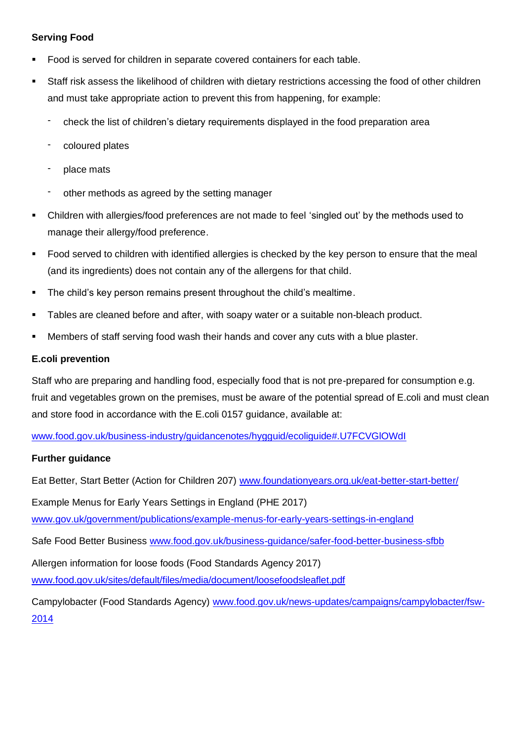**Serving Food**

- Food is served for children in separate covered containers for each table.
- Staff risk assess the likelihood of children with dietary restrictions accessing the food of other children and must take appropriate action to prevent this from happening, for example:
  - check the list of children's dietary requirements displayed in the food preparation area
  - coloured plates
  - place mats
  - other methods as agreed by the setting manager
- Children with allergies/food preferences are not made to feel 'singled out' by the methods used to manage their allergy/food preference.
- Food served to children with identified allergies is checked by the key person to ensure that the meal (and its ingredients) does not contain any of the allergens for that child.
- The child's key person remains present throughout the child's mealtime.
- Tables are cleaned before and after, with soapy water or a suitable non-bleach product.
- Members of staff serving food wash their hands and cover any cuts with a blue plaster.

**E.coli prevention**

Staff who are preparing and handling food, especially food that is not pre-prepared for consumption e.g. fruit and vegetables grown on the premises, must be aware of the potential spread of E.coli and must clean and store food in accordance with the E.coli 0157 guidance, available at:

www.food.gov.uk/business-industry/guidancenotes/hygguid/ecoliguide#.U7FCVGlOWdI

**Further guidance**

Eat Better, Start Better (Action for Children 207) www.foundationyears.org.uk/eat-better-start-better/

Example Menus for Early Years Settings in England (PHE 2017)
www.gov.uk/government/publications/example-menus-for-early-years-settings-in-england

Safe Food Better Business www.food.gov.uk/business-guidance/safer-food-better-business-sfbb

Allergen information for loose foods (Food Standards Agency 2017)
www.food.gov.uk/sites/default/files/media/document/loosefoodsleaflet.pdf

Campylobacter (Food Standards Agency) www.food.gov.uk/news-updates/campaigns/campylobacter/fsw-2014